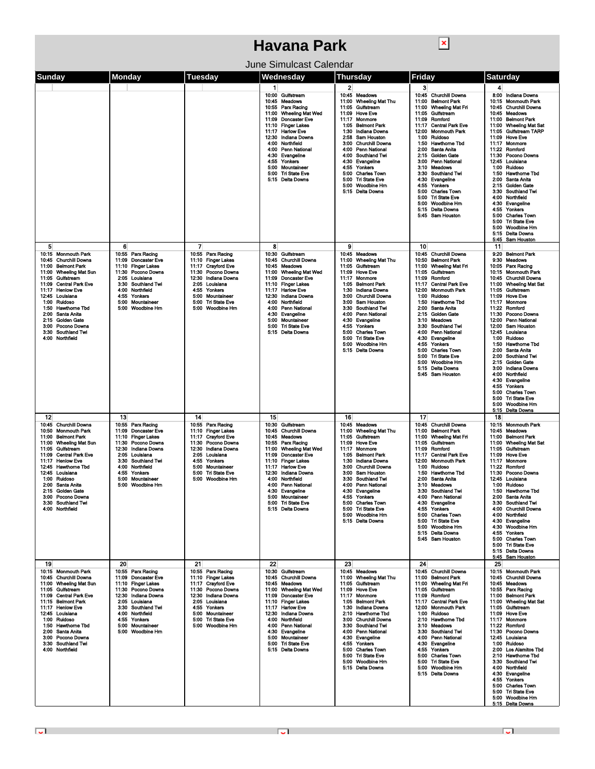# Havana Park

June Simulcast Calendar

| Sunday | Monday | Tuesday | Wednesday | Thursday | Friday | Saturday |
|---|---|---|---|---|---|---|
| | | | 1<br>10:00 Gulfstream<br>10:45 Meadows<br>10:55 Parx Racing<br>11:00 Wheeling Mat Wed<br>11:09 Doncaster Eve<br>11:10 Finger Lakes<br>11:17 Harlow Eve<br>12:30 Indiana Downs<br>4:00 Northfield<br>4:00 Penn National<br>4:30 Evangeline<br>4:55 Yonkers<br>5:00 Mountaineer<br>5:00 Tri State Eve<br>5:15 Delta Downs | 2<br>10:45 Meadows<br>11:00 Wheeling Mat Thu<br>11:05 Gulfstream<br>11:09 Hove Eve<br>11:17 Monmore<br>1:05 Belmont Park<br>1:30 Indiana Downs<br>2:58 Sam Houston<br>3:00 Churchill Downs<br>4:00 Penn National<br>4:00 Southland Twi<br>4:30 Evangeline<br>4:55 Yonkers<br>5:00 Charles Town<br>5:00 Tri State Eve<br>5:00 Woodbine Hrn<br>5:15 Delta Downs | 3<br>10:45 Churchill Downs<br>11:00 Belmont Park<br>11:00 Wheeling Mat Fri<br>11:05 Gulfstream<br>11:09 Romford<br>11:17 Central Park Eve<br>12:00 Monmouth Park<br>1:00 Ruidoso<br>1:50 Hawthorne Tbd<br>2:00 Santa Anita<br>2:15 Golden Gate<br>3:00 Penn National<br>3:10 Meadows<br>3:30 Southland Twi<br>4:30 Evangeline<br>4:55 Yonkers<br>5:00 Charles Town<br>5:00 Tri State Eve<br>5:00 Woodbine Hrn<br>5:15 Delta Downs<br>5:45 Sam Houston | 4<br>8:00 Indiana Downs<br>10:15 Monmouth Park<br>10:45 Churchill Downs<br>10:45 Meadows<br>11:00 Belmont Park<br>11:00 Wheeling Mat Sat<br>11:05 Gulfstream TARP<br>11:09 Hove Eve<br>11:17 Monmore<br>11:22 Romford<br>11:30 Pocono Downs<br>12:45 Louisiana<br>1:00 Ruidoso<br>1:50 Hawthorne Tbd<br>2:00 Santa Anita<br>2:15 Golden Gate<br>3:30 Southland Twi<br>4:00 Northfield<br>4:30 Evangeline<br>4:55 Yonkers<br>5:00 Charles Town<br>5:00 Tri State Eve<br>5:00 Woodbine Hrn<br>5:15 Delta Downs<br>5:45 Sam Houston |
| 5<br>10:15 Monmouth Park<br>10:45 Churchill Downs<br>11:00 Belmont Park<br>11:00 Wheeling Mat Sun<br>11:05 Gulfstream<br>11:09 Central Park Eve<br>11:17 Henlow Eve<br>12:45 Louisiana<br>1:00 Ruidoso<br>1:50 Hawthorne Tbd<br>2:00 Santa Anita<br>2:15 Golden Gate<br>3:00 Pocono Downs<br>3:30 Southland Twi<br>4:00 Northfield | 6<br>10:55 Parx Racing<br>11:09 Doncaster Eve<br>11:10 Finger Lakes<br>11:30 Pocono Downs<br>2:05 Louisiana<br>3:30 Southland Twi<br>4:00 Northfield<br>4:55 Yonkers<br>5:00 Mountaineer<br>5:00 Woodbine Hrn | 7<br>10:55 Parx Racing<br>11:10 Finger Lakes<br>11:17 Crayford Eve<br>11:30 Pocono Downs<br>12:30 Indiana Downs<br>2:05 Louisiana<br>4:55 Yonkers<br>5:00 Mountaineer<br>5:00 Tri State Eve<br>5:00 Woodbine Hrn | 8<br>10:30 Gulfstream<br>10:45 Churchill Downs<br>10:45 Meadows<br>11:00 Wheeling Mat Wed<br>11:09 Doncaster Eve<br>11:10 Finger Lakes<br>11:17 Harlow Eve<br>12:30 Indiana Downs<br>4:00 Northfield<br>4:00 Penn National<br>4:30 Evangeline<br>5:00 Mountaineer<br>5:00 Tri State Eve<br>5:15 Delta Downs | 9<br>10:45 Meadows<br>11:00 Wheeling Mat Thu<br>11:05 Gulfstream<br>11:09 Hove Eve<br>11:17 Monmore<br>1:05 Belmont Park<br>1:30 Indiana Downs<br>3:00 Churchill Downs<br>3:00 Sam Houston<br>3:30 Southland Twi<br>4:00 Penn National<br>4:30 Evangeline<br>4:55 Yonkers<br>5:00 Charles Town<br>5:00 Tri State Eve<br>5:00 Woodbine Hrn<br>5:15 Delta Downs | 10<br>10:45 Churchill Downs<br>10:50 Belmont Park<br>11:00 Wheeling Mat Fri<br>11:05 Gulfstream<br>11:09 Romford<br>11:17 Central Park Eve<br>12:00 Monmouth Park<br>1:00 Ruidoso<br>1:50 Hawthorne Tbd<br>2:00 Santa Anita<br>2:15 Golden Gate<br>3:10 Meadows<br>3:30 Southland Twi<br>4:00 Penn National<br>4:30 Evangeline<br>4:55 Yonkers<br>5:00 Charles Town<br>5:00 Tri State Eve<br>5:00 Woodbine Hrn<br>5:15 Delta Downs<br>5:45 Sam Houston | 11<br>9:20 Belmont Park<br>9:30 Meadows<br>10:05 Parx Racing<br>10:15 Monmouth Park<br>10:45 Churchill Downs<br>11:00 Wheeling Mat Sat<br>11:05 Gulfstream<br>11:09 Hove Eve<br>11:17 Monmore<br>11:22 Romford<br>11:30 Pocono Downs<br>12:00 Penn National<br>12:00 Sam Houston<br>12:45 Louisiana<br>1:00 Ruidoso<br>1:50 Hawthorne Tbd<br>2:00 Santa Anita<br>2:00 Southland Twi<br>2:15 Golden Gate<br>3:00 Indiana Downs<br>4:00 Northfield<br>4:30 Evangeline<br>4:55 Yonkers<br>5:00 Charles Town<br>5:00 Tri State Eve<br>5:00 Woodbine Hrn<br>5:15 Delta Downs |
| 12<br>10:45 Churchill Downs<br>10:50 Monmouth Park<br>11:00 Belmont Park<br>11:00 Wheeling Mat Sun<br>11:05 Gulfstream<br>11:09 Central Park Eve<br>11:17 Henlow Eve<br>12:45 Hawthorne Tbd<br>12:45 Louisiana<br>1:00 Ruidoso<br>2:00 Santa Anita<br>2:15 Golden Gate<br>3:00 Pocono Downs<br>3:30 Southland Twi<br>4:00 Northfield | 13<br>10:55 Parx Racing<br>11:09 Doncaster Eve<br>11:10 Finger Lakes<br>11:30 Pocono Downs<br>12:30 Indiana Downs<br>2:05 Louisiana<br>3:30 Southland Twi<br>4:00 Northfield<br>4:55 Yonkers<br>5:00 Mountaineer<br>5:00 Woodbine Hrn | 14<br>10:55 Parx Racing<br>11:10 Finger Lakes<br>11:17 Crayford Eve<br>11:30 Pocono Downs<br>12:30 Indiana Downs<br>2:05 Louisiana<br>4:55 Yonkers<br>5:00 Mountaineer<br>5:00 Tri State Eve<br>5:00 Woodbine Hrn | 15<br>10:30 Gulfstream<br>10:45 Churchill Downs<br>10:45 Meadows<br>10:55 Parx Racing<br>11:00 Wheeling Mat Wed<br>11:09 Doncaster Eve<br>11:10 Finger Lakes<br>11:17 Harlow Eve<br>12:30 Indiana Downs<br>4:00 Northfield<br>4:00 Penn National<br>4:30 Evangeline<br>5:00 Mountaineer<br>5:00 Tri State Eve<br>5:15 Delta Downs | 16<br>10:45 Meadows<br>11:00 Wheeling Mat Thu<br>11:05 Gulfstream<br>11:09 Hove Eve<br>11:17 Monmore<br>1:05 Belmont Park<br>1:30 Indiana Downs<br>3:00 Churchill Downs<br>3:00 Sam Houston<br>3:30 Southland Twi<br>4:00 Penn National<br>4:30 Evangeline<br>4:55 Yonkers<br>5:00 Charles Town<br>5:00 Tri State Eve<br>5:00 Woodbine Hrn<br>5:15 Delta Downs | 17<br>10:45 Churchill Downs<br>11:00 Belmont Park<br>11:00 Wheeling Mat Fri<br>11:05 Gulfstream<br>11:09 Romford<br>11:17 Central Park Eve<br>12:00 Monmouth Park<br>1:00 Ruidoso<br>1:50 Hawthorne Tbd<br>2:00 Santa Anita<br>3:10 Meadows<br>3:30 Southland Twi<br>4:00 Penn National<br>4:30 Evangeline<br>4:55 Yonkers<br>5:00 Charles Town<br>5:00 Tri State Eve<br>5:00 Woodbine Hrn<br>5:15 Delta Downs<br>5:45 Sam Houston | 18<br>10:15 Monmouth Park<br>10:45 Meadows<br>11:00 Belmont Park<br>11:00 Wheeling Mat Sat<br>11:05 Gulfstream<br>11:09 Hove Eve<br>11:17 Monmore<br>11:22 Romford<br>11:30 Pocono Downs<br>12:45 Louisiana<br>1:00 Ruidoso<br>1:50 Hawthorne Tbd<br>2:00 Santa Anita<br>3:30 Southland Twi<br>4:00 Churchill Downs<br>4:00 Northfield<br>4:30 Evangeline<br>4:30 Woodbine Hrn<br>4:55 Yonkers<br>5:00 Charles Town<br>5:00 Tri State Eve<br>5:15 Delta Downs<br>5:45 Sam Houston |
| 19<br>10:15 Monmouth Park<br>10:45 Churchill Downs<br>11:00 Wheeling Mat Sun<br>11:05 Gulfstream<br>11:09 Central Park Eve<br>11:15 Belmont Park<br>11:17 Henlow Eve<br>12:45 Louisiana<br>1:00 Ruidoso<br>1:50 Hawthorne Tbd<br>2:00 Santa Anita<br>3:00 Pocono Downs<br>3:30 Southland Twi<br>4:00 Northfield | 20<br>10:55 Parx Racing<br>11:09 Doncaster Eve<br>11:10 Finger Lakes<br>11:30 Pocono Downs<br>12:30 Indiana Downs<br>2:05 Louisiana<br>3:30 Southland Twi<br>4:00 Northfield<br>4:55 Yonkers<br>5:00 Mountaineer<br>5:00 Woodbine Hrn | 21<br>10:55 Parx Racing<br>11:10 Finger Lakes<br>11:17 Crayford Eve<br>11:30 Pocono Downs<br>12:30 Indiana Downs<br>2:05 Louisiana<br>4:55 Yonkers<br>5:00 Mountaineer<br>5:00 Tri State Eve<br>5:00 Woodbine Hrn | 22<br>10:30 Gulfstream<br>10:45 Churchill Downs<br>10:45 Meadows<br>11:00 Wheeling Mat Wed<br>11:09 Doncaster Eve<br>11:10 Finger Lakes<br>11:17 Harlow Eve<br>12:30 Indiana Downs<br>4:00 Northfield<br>4:00 Penn National<br>4:30 Evangeline<br>5:00 Mountaineer<br>5:00 Tri State Eve<br>5:15 Delta Downs | 23<br>10:45 Meadows<br>11:00 Wheeling Mat Thu<br>11:05 Gulfstream<br>11:09 Hove Eve<br>11:17 Monmore<br>1:05 Belmont Park<br>1:30 Indiana Downs<br>2:10 Hawthorne Tbd<br>3:00 Churchill Downs<br>3:00 Sam Houston<br>3:30 Southland Twi<br>4:00 Penn National<br>4:30 Evangeline<br>4:55 Yonkers<br>5:00 Charles Town<br>5:00 Tri State Eve<br>5:00 Woodbine Hrn<br>5:15 Delta Downs | 24<br>10:45 Churchill Downs<br>11:00 Belmont Park<br>11:00 Wheeling Mat Fri<br>11:05 Gulfstream<br>11:09 Romford<br>11:17 Central Park Eve<br>12:00 Monmouth Park<br>1:00 Ruidoso<br>2:10 Hawthorne Tbd<br>3:10 Meadows<br>3:30 Southland Twi<br>4:00 Penn National<br>4:30 Evangeline<br>4:55 Yonkers<br>5:00 Charles Town<br>5:00 Tri State Eve<br>5:00 Woodbine Hrn<br>5:15 Delta Downs | 25<br>10:15 Monmouth Park<br>10:45 Churchill Downs<br>10:45 Meadows<br>10:55 Parx Racing<br>11:00 Belmont Park<br>11:00 Wheeling Mat Sat<br>11:05 Gulfstream<br>11:09 Hove Eve<br>11:17 Monmore<br>11:22 Romford<br>11:30 Pocono Downs<br>12:45 Louisiana<br>1:00 Ruidoso<br>2:00 Los Alamitos Tbd<br>2:10 Hawthorne Tbd<br>3:30 Southland Twi<br>4:00 Northfield<br>4:30 Evangeline<br>4:55 Yonkers<br>5:00 Charles Town<br>5:00 Tri State Eve<br>5:00 Woodbine Hrn<br>5:15 Delta Downs |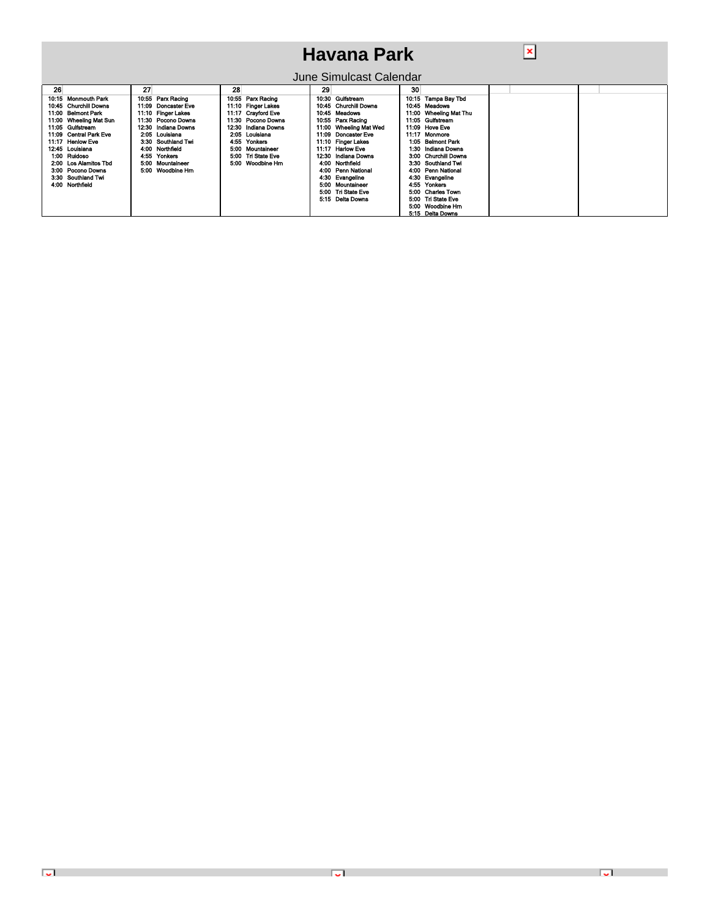# Havana Park

June Simulcast Calendar

| 26 | 27 | 28 | 29 | 30 | | |
|---|---|---|---|---|---|---|
| 10:15 Monmouth Park<br>10:45 Churchill Downs<br>11:00 Belmont Park<br>11:00 Wheeling Mat Sun<br>11:05 Gulfstream<br>11:09 Central Park Eve<br>11:17 Henlow Eve<br>12:45 Louisiana<br>1:00 Ruidoso<br>2:00 Los Alamitos Tbd<br>3:00 Pocono Downs<br>3:30 Southland Twi<br>4:00 Northfield | 10:55 Parx Racing<br>11:09 Doncaster Eve<br>11:10 Finger Lakes<br>11:30 Pocono Downs<br>12:30 Indiana Downs<br>2:05 Louisiana<br>3:30 Southland Twi<br>4:00 Northfield<br>4:55 Yonkers<br>5:00 Mountaineer<br>5:00 Woodbine Hrn | 10:55 Parx Racing<br>11:10 Finger Lakes<br>11:17 Crayford Eve<br>11:30 Pocono Downs<br>12:30 Indiana Downs<br>2:05 Louisiana<br>4:55 Yonkers<br>5:00 Mountaineer<br>5:00 Tri State Eve<br>5:00 Woodbine Hrn | 10:30 Gulfstream<br>10:45 Churchill Downs<br>10:45 Meadows<br>10:55 Parx Racing<br>11:00 Wheeling Mat Wed<br>11:09 Doncaster Eve<br>11:10 Finger Lakes<br>11:17 Harlow Eve<br>12:30 Indiana Downs<br>4:00 Northfield<br>4:00 Penn National<br>4:30 Evangeline<br>5:00 Mountaineer<br>5:00 Tri State Eve<br>5:15 Delta Downs | 10:15 Tampa Bay Tbd<br>10:45 Meadows<br>11:00 Wheeling Mat Thu<br>11:05 Gulfstream<br>11:09 Hove Eve<br>11:17 Monmore<br>1:05 Belmont Park<br>1:30 Indiana Downs<br>3:00 Churchill Downs<br>3:30 Southland Twi<br>4:00 Penn National<br>4:30 Evangeline<br>4:55 Yonkers<br>5:00 Charles Town<br>5:00 Tri State Eve<br>5:00 Woodbine Hrn<br>5:15 Delta Downs | | |